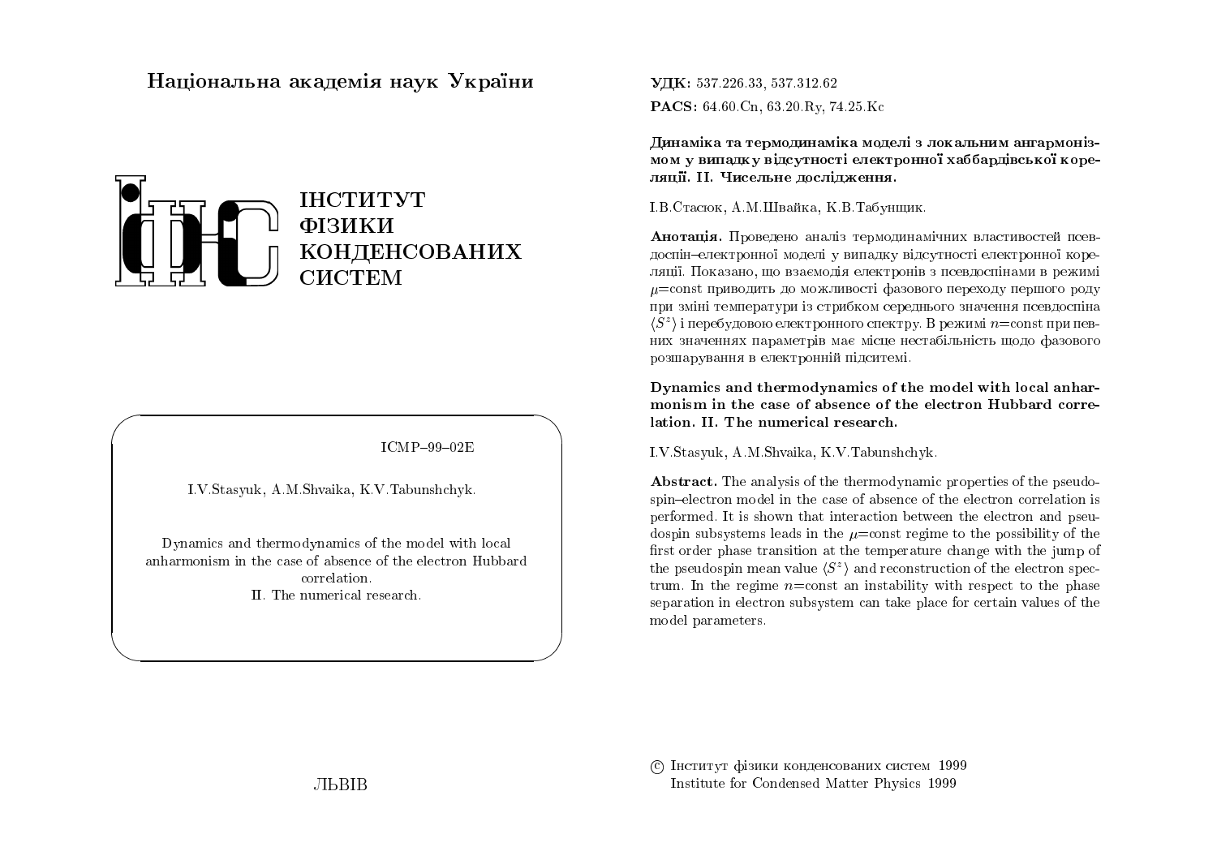Національна академія наук України

ІНСТИТУТ
ФІЗИКИ
КОНДЕНСОВАНИХ
СИСТЕМ

ICMP–99–02E

I.V.Stasyuk, A.M.Shvaika, K.V.Tabunshchyk.

Dynamics and thermodynamics of the model with local anharmonism in the case of absence of the electron Hubbard correlation.
II. The numerical research.

ЛЬВІВ

**УДК:** 537.226.33, 537.312.62

**PACS:** 64.60.Cn, 63.20.Ry, 74.25.Kc

**Динаміка та термодинаміка моделі з локальним ангармонізмом у випадку відсутності електронної хаббардівської кореляції. II. Чисельне дослідження.**

І.В.Стасюк, А.М.Швайка, К.В.Табунщик.

**Анотація.** Проведено аналіз термодинамічних властивостей псевдоспін–електронної моделі у випадку відсутності електронної кореляції. Показано, що взаємодія електронів з псевдоспінами в режимі $\mu$=const приводить до можливості фазового переходу першого роду при зміні температури із стрибком середнього значення псевдоспіна $\langle S^z \rangle$ і перебудовою електронного спектру. В режимі $n$=const при певних значеннях параметрів має місце нестабільність щодо фазового розшарування в електронній підсистемі.

**Dynamics and thermodynamics of the model with local anharmonism in the case of absence of the electron Hubbard correlation. II. The numerical research.**

I.V.Stasyuk, A.M.Shvaika, K.V.Tabunshchyk.

**Abstract.** The analysis of the thermodynamic properties of the pseudospin–electron model in the case of absence of the electron correlation is performed. It is shown that interaction between the electron and pseudospin subsystems leads in the $\mu$=const regime to the possibility of the first order phase transition at the temperature change with the jump of the pseudospin mean value $\langle S^z \rangle$ and reconstruction of the electron spectrum. In the regime $n$=const an instability with respect to the phase separation in electron subsystem can take place for certain values of the model parameters.

© Інститут фізики конденсованих систем 1999
Institute for Condensed Matter Physics 1999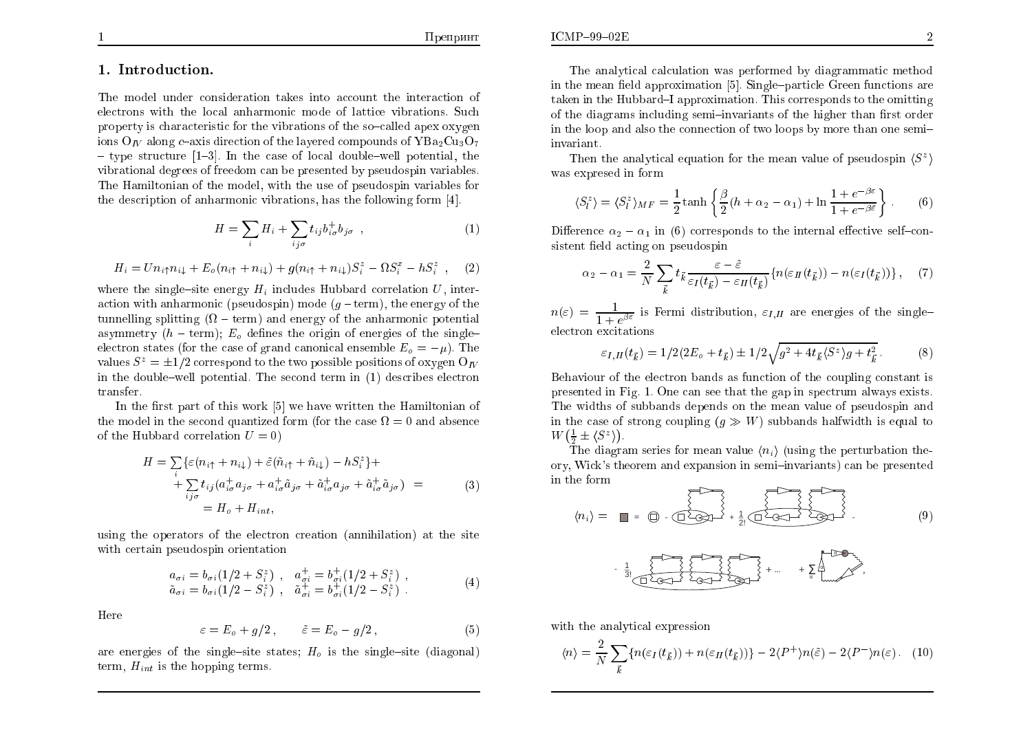## 1. Introduction.

The model under consideration takes into account the interaction of electrons with the local anharmonic mode of lattice vibrations. Such property is characteristic for the vibrations of the so–called apex oxygen ions $O_{IV}$ along $c$–axis direction of the layered compounds of $YBa_2Cu_3O_7$ – type structure [1–3]. In the case of local double–well potential, the vibrational degrees of freedom can be presented by pseudospin variables. The Hamiltonian of the model, with the use of pseudospin variables for the description of anharmonic vibrations, has the following form [4].

$$H = \sum_i H_i + \sum_{ij\sigma} t_{ij} b^+_{i\sigma} b_{j\sigma} \ , \tag{1}$$

$$H_i = U n_{i\uparrow} n_{i\downarrow} + E_o (n_{i\uparrow} + n_{i\downarrow}) + g (n_{i\uparrow} + n_{i\downarrow}) S^z_i - \Omega S^x_i - h S^z_i \ , \tag{2}$$

where the single–site energy $H_i$ includes Hubbard correlation $U$, interaction with anharmonic (pseudospin) mode ($g$ – term), the energy of the tunnelling splitting ($\Omega$ – term) and energy of the anharmonic potential asymmetry ($h$ – term); $E_o$ defines the origin of energies of the single–electron states (for the case of grand canonical ensemble $E_o = -\mu$). The values $S^z = \pm 1/2$ correspond to the two possible positions of oxygen $O_{IV}$ in the double–well potential. The second term in (1) describes electron transfer.

In the first part of this work [5] we have written the Hamiltonian of the model in the second quantized form (for the case $\Omega = 0$ and absence of the Hubbard correlation $U = 0$)

$$\begin{aligned} H = & \sum_i \{ \varepsilon (n_{i\uparrow} + n_{i\downarrow}) + \tilde{\varepsilon} (\tilde{n}_{i\uparrow} + \tilde{n}_{i\downarrow}) - h S^z_i \} + \\ & + \sum_{ij\sigma} t_{ij} (a^+_{i\sigma} a_{j\sigma} + a^+_{i\sigma} \tilde{a}_{j\sigma} + \tilde{a}^+_{i\sigma} a_{j\sigma} + \tilde{a}^+_{i\sigma} \tilde{a}_{j\sigma}) \ = \\ & = H_o + H_{int}, \end{aligned} \tag{3}$$

using the operators of the electron creation (annihilation) at the site with certain pseudospin orientation

$$\begin{aligned} a_{\sigma i} = b_{\sigma i} (1/2 + S^z_i) \ , \quad a^+_{\sigma i} = b^+_{\sigma i} (1/2 + S^z_i) \ , \\ \tilde{a}_{\sigma i} = b_{\sigma i} (1/2 - S^z_i) \ , \quad \tilde{a}^+_{\sigma i} = b^+_{\sigma i} (1/2 - S^z_i) \ . \end{aligned} \tag{4}$$

Here

$$\varepsilon = E_o + g/2 \, , \qquad \tilde{\varepsilon} = E_o - g/2 \, , \tag{5}$$

are energies of the single–site states; $H_o$ is the single–site (diagonal) term, $H_{int}$ is the hopping terms.

The analytical calculation was performed by diagrammatic method in the mean field approximation [5]. Single–particle Green functions are taken in the Hubbard–I approximation. This corresponds to the omitting of the diagrams including semi–invariants of the higher than first order in the loop and also the connection of two loops by more than one semi–invariant.

Then the analytical equation for the mean value of pseudospin $\langle S^z \rangle$ was expresed in form

$$\langle S^z_l \rangle = \langle S^z_l \rangle_{MF} = \frac{1}{2} \tanh \left\{ \frac{\beta}{2} (h + \alpha_2 - \alpha_1) + \ln \frac{1 + e^{-\beta \varepsilon}}{1 + e^{-\beta \tilde{\varepsilon}}} \right\} . \tag{6}$$

Difference $\alpha_2 - \alpha_1$ in (6) corresponds to the internal effective self–consistent field acting on pseudospin

$$\alpha_2 - \alpha_1 = \frac{2}{N} \sum_{\vec{k}} t_{\vec{k}} \frac{\varepsilon - \tilde{\varepsilon}}{\varepsilon_I(t_{\vec{k}}) - \varepsilon_{II}(t_{\vec{k}})} \{ n(\varepsilon_{II}(t_{\vec{k}})) - n(\varepsilon_I(t_{\vec{k}})) \} , \tag{7}$$

$n(\varepsilon) = \dfrac{1}{1 + e^{\beta \varepsilon}}$ is Fermi distribution, $\varepsilon_{I,II}$ are energies of the single–electron excitations

$$\varepsilon_{I,II}(t_{\vec{k}}) = 1/2 (2E_o + t_{\vec{k}}) \pm 1/2 \sqrt{g^2 + 4 t_{\vec{k}} \langle S^z \rangle g + t^2_{\vec{k}}} . \tag{8}$$

Behaviour of the electron bands as function of the coupling constant is presented in Fig. 1. One can see that the gap in spectrum always exists. The widths of subbands depends on the mean value of pseudospin and in the case of strong coupling ($g \gg W$) subbands halfwidth is equal to $W(\frac{1}{2} \pm \langle S^z \rangle)$.

The diagram series for mean value $\langle n_i \rangle$ (using the perturbation theory, Wick's theorem and expansion in semi–invariants) can be presented in the form

$$\langle n_i \rangle = \ldots \tag{9}$$

with the analytical expression

$$\langle n \rangle = \frac{2}{N} \sum_{\vec{k}} \{ n(\varepsilon_I(t_{\vec{k}})) + n(\varepsilon_{II}(t_{\vec{k}})) \} - 2 \langle P^+ \rangle n(\tilde{\varepsilon}) - 2 \langle P^- \rangle n(\varepsilon) . \tag{10}$$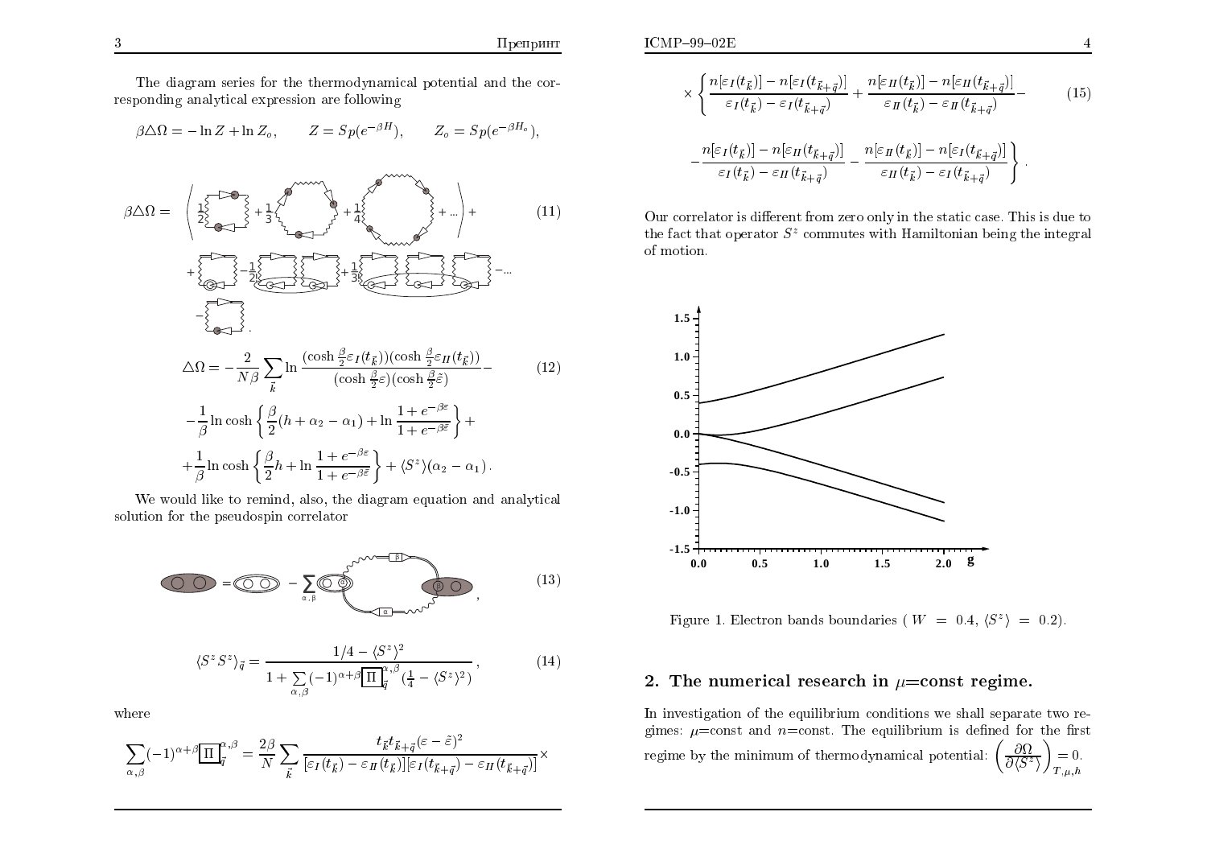The diagram series for the thermodynamical potential and the corresponding analytical expression are following

$$\beta\triangle\Omega = -\ln Z + \ln Z_o, \qquad Z = Sp(e^{-\beta H}), \qquad Z_o = Sp(e^{-\beta H_o}),$$

$$\beta\triangle\Omega = \qquad (11)$$

$$\triangle\Omega = -\frac{2}{N\beta}\sum_{\vec{k}} \ln \frac{(\cosh\frac{\beta}{2}\varepsilon_I(t_{\vec{k}}))(\cosh\frac{\beta}{2}\varepsilon_{II}(t_{\vec{k}}))}{(\cosh\frac{\beta}{2}\varepsilon)(\cosh\frac{\beta}{2}\tilde{\varepsilon})} - \tag{12}$$

$$-\frac{1}{\beta}\ln\cosh\left\{\frac{\beta}{2}(h+\alpha_2-\alpha_1) + \ln\frac{1+e^{-\beta\varepsilon}}{1+e^{-\beta\tilde{\varepsilon}}}\right\} +$$

$$+\frac{1}{\beta}\ln\cosh\left\{\frac{\beta}{2}h + \ln\frac{1+e^{-\beta\varepsilon}}{1+e^{-\beta\tilde{\varepsilon}}}\right\} + \langle S^z\rangle(\alpha_2-\alpha_1).$$

We would like to remind, also, the diagram equation and analytical solution for the pseudospin correlator

$$\tag{13}$$

$$\langle S^z S^z\rangle_{\vec{q}} = \frac{1/4 - \langle S^z\rangle^2}{1 + \sum\limits_{\alpha,\beta}(-1)^{\alpha+\beta}\boxed{\Pi}_{\vec{q}}^{\alpha,\beta}(\frac{1}{4} - \langle S^z\rangle^2)}, \tag{14}$$

where

$$\sum_{\alpha,\beta}(-1)^{\alpha+\beta}\boxed{\Pi}_{\vec{q}}^{\alpha,\beta} = \frac{2\beta}{N}\sum_{\vec{k}} \frac{t_{\vec{k}}t_{\vec{k}+\vec{q}}(\varepsilon-\tilde{\varepsilon})^2}{[\varepsilon_I(t_{\vec{k}})-\varepsilon_{II}(t_{\vec{k}})][\varepsilon_I(t_{\vec{k}+\vec{q}})-\varepsilon_{II}(t_{\vec{k}+\vec{q}})]} \times$$

$$\times\left\{\frac{n[\varepsilon_I(t_{\vec{k}})]-n[\varepsilon_I(t_{\vec{k}+\vec{q}})]}{\varepsilon_I(t_{\vec{k}})-\varepsilon_I(t_{\vec{k}+\vec{q}})} + \frac{n[\varepsilon_{II}(t_{\vec{k}})]-n[\varepsilon_{II}(t_{\vec{k}+\vec{q}})]}{\varepsilon_{II}(t_{\vec{k}})-\varepsilon_{II}(t_{\vec{k}+\vec{q}})} - \right. \tag{15}$$

$$\left. -\frac{n[\varepsilon_I(t_{\vec{k}})]-n[\varepsilon_{II}(t_{\vec{k}+\vec{q}})]}{\varepsilon_I(t_{\vec{k}})-\varepsilon_{II}(t_{\vec{k}+\vec{q}})} - \frac{n[\varepsilon_{II}(t_{\vec{k}})]-n[\varepsilon_I(t_{\vec{k}+\vec{q}})]}{\varepsilon_{II}(t_{\vec{k}})-\varepsilon_I(t_{\vec{k}+\vec{q}})}\right\}.$$

Our correlator is different from zero only in the static case. This is due to the fact that operator $S^z$ commutes with Hamiltonian being the integral of motion.

Figure 1. Electron bands boundaries ( $W = 0.4$, $\langle S^z\rangle = 0.2$).

## 2. The numerical research in $\mu$=const regime.

In investigation of the equilibrium conditions we shall separate two regimes: $\mu$=const and $n$=const. The equilibrium is defined for the first regime by the minimum of thermodynamical potential: $\left(\frac{\partial\Omega}{\partial\langle S^z\rangle}\right)_{T,\mu,h} = 0.$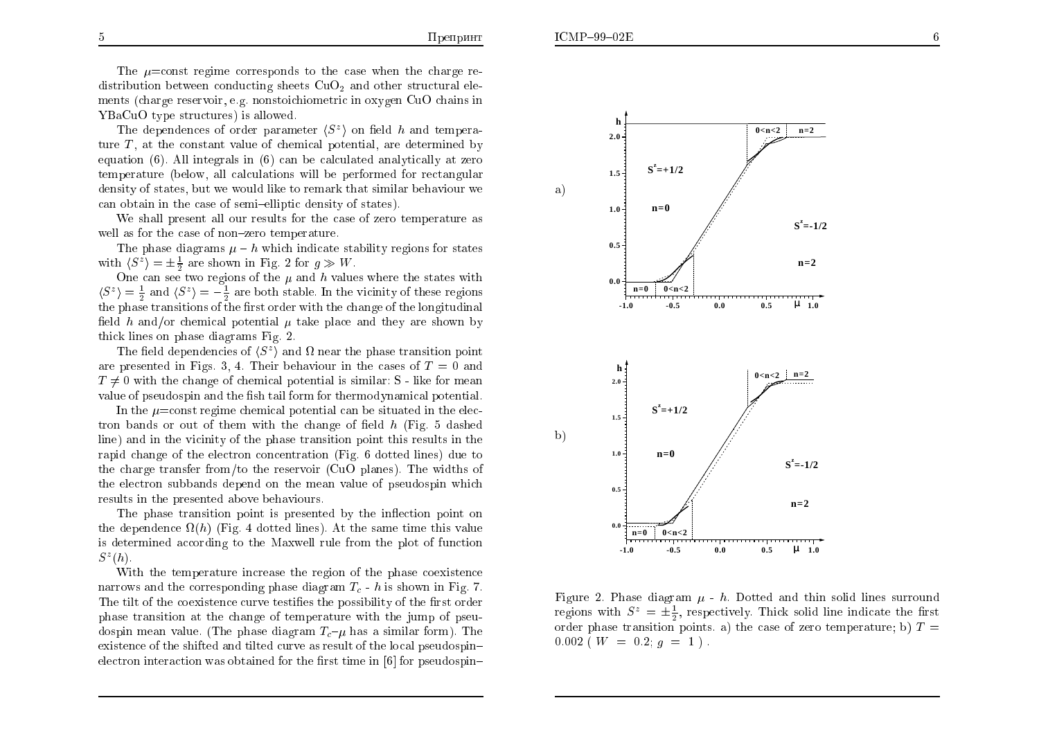The $\mu$=const regime corresponds to the case when the charge redistribution between conducting sheets $CuO_2$ and other structural elements (charge reservoir, e.g. nonstoichiometric in oxygen CuO chains in YBaCuO type structures) is allowed.

The dependences of order parameter $\langle S^z \rangle$ on field $h$ and temperature $T$, at the constant value of chemical potential, are determined by equation (6). All integrals in (6) can be calculated analytically at zero temperature (below, all calculations will be performed for rectangular density of states, but we would like to remark that similar behaviour we can obtain in the case of semi–elliptic density of states).

We shall present all our results for the case of zero temperature as well as for the case of non–zero temperature.

The phase diagrams $\mu - h$ which indicate stability regions for states with $\langle S^z \rangle = \pm\frac{1}{2}$ are shown in Fig. 2 for $g \gg W$.

One can see two regions of the $\mu$ and $h$ values where the states with $\langle S^z \rangle = \frac{1}{2}$ and $\langle S^z \rangle = -\frac{1}{2}$ are both stable. In the vicinity of these regions the phase transitions of the first order with the change of the longitudinal field $h$ and/or chemical potential $\mu$ take place and they are shown by thick lines on phase diagrams Fig. 2.

The field dependencies of $\langle S^z \rangle$ and $\Omega$ near the phase transition point are presented in Figs. 3, 4. Their behaviour in the cases of $T = 0$ and $T \neq 0$ with the change of chemical potential is similar: S - like for mean value of pseudospin and the fish tail form for thermodynamical potential.

In the $\mu$=const regime chemical potential can be situated in the electron bands or out of them with the change of field $h$ (Fig. 5 dashed line) and in the vicinity of the phase transition point this results in the rapid change of the electron concentration (Fig. 6 dotted lines) due to the charge transfer from/to the reservoir (CuO planes). The widths of the electron subbands depend on the mean value of pseudospin which results in the presented above behaviours.

The phase transition point is presented by the inflection point on the dependence $\Omega(h)$ (Fig. 4 dotted lines). At the same time this value is determined according to the Maxwell rule from the plot of function $S^z(h)$.

With the temperature increase the region of the phase coexistence narrows and the corresponding phase diagram $T_c$ - $h$ is shown in Fig. 7. The tilt of the coexistence curve testifies the possibility of the first order phase transition at the change of temperature with the jump of pseudospin mean value. (The phase diagram $T_c$–$\mu$ has a similar form). The existence of the shifted and tilted curve as result of the local pseudospin–electron interaction was obtained for the first time in [6] for pseudospin–

Figure 2. Phase diagram $\mu$ - $h$. Dotted and thin solid lines surround regions with $S^z = \pm\frac{1}{2}$, respectively. Thick solid line indicate the first order phase transition points. a) the case of zero temperature; b) $T = 0.002$ ( $W = 0.2$; $g = 1$ ) .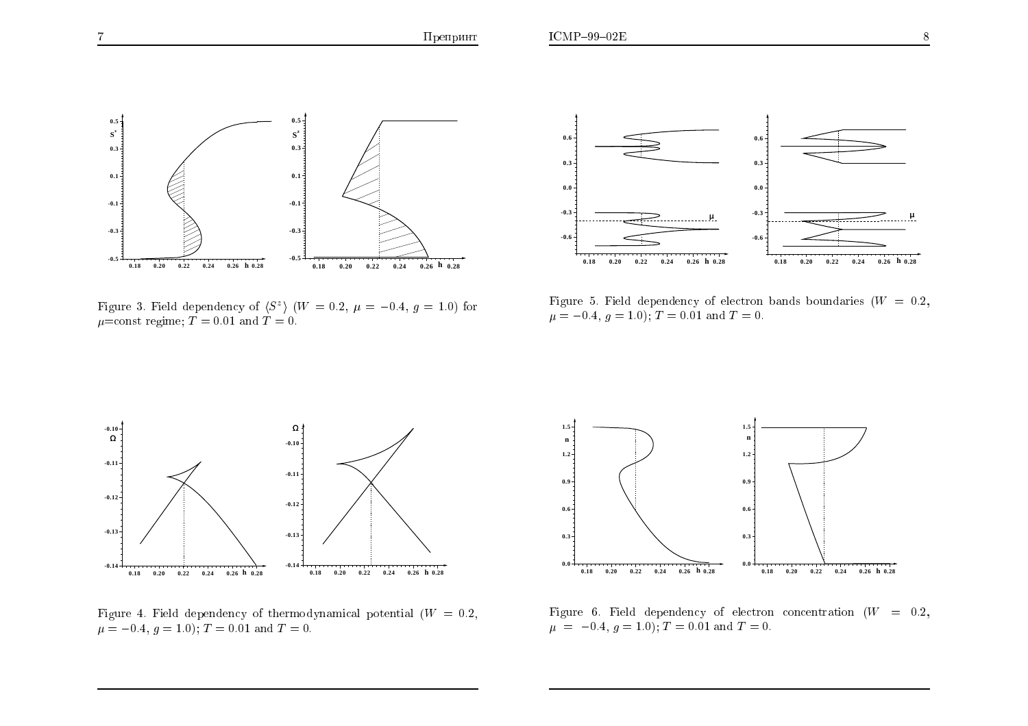Figure 3. Field dependency of $\langle S^z \rangle$ ($W = 0.2$, $\mu = -0.4$, $g = 1.0$) for $\mu$=const regime; $T = 0.01$ and $T = 0$.

Figure 4. Field dependency of thermodynamical potential ($W = 0.2$, $\mu = -0.4$, $g = 1.0$); $T = 0.01$ and $T = 0$.

Figure 5. Field dependency of electron bands boundaries ($W = 0.2$, $\mu = -0.4$, $g = 1.0$); $T = 0.01$ and $T = 0$.

Figure 6. Field dependency of electron concentration ($W = 0.2$, $\mu = -0.4$, $g = 1.0$); $T = 0.01$ and $T = 0$.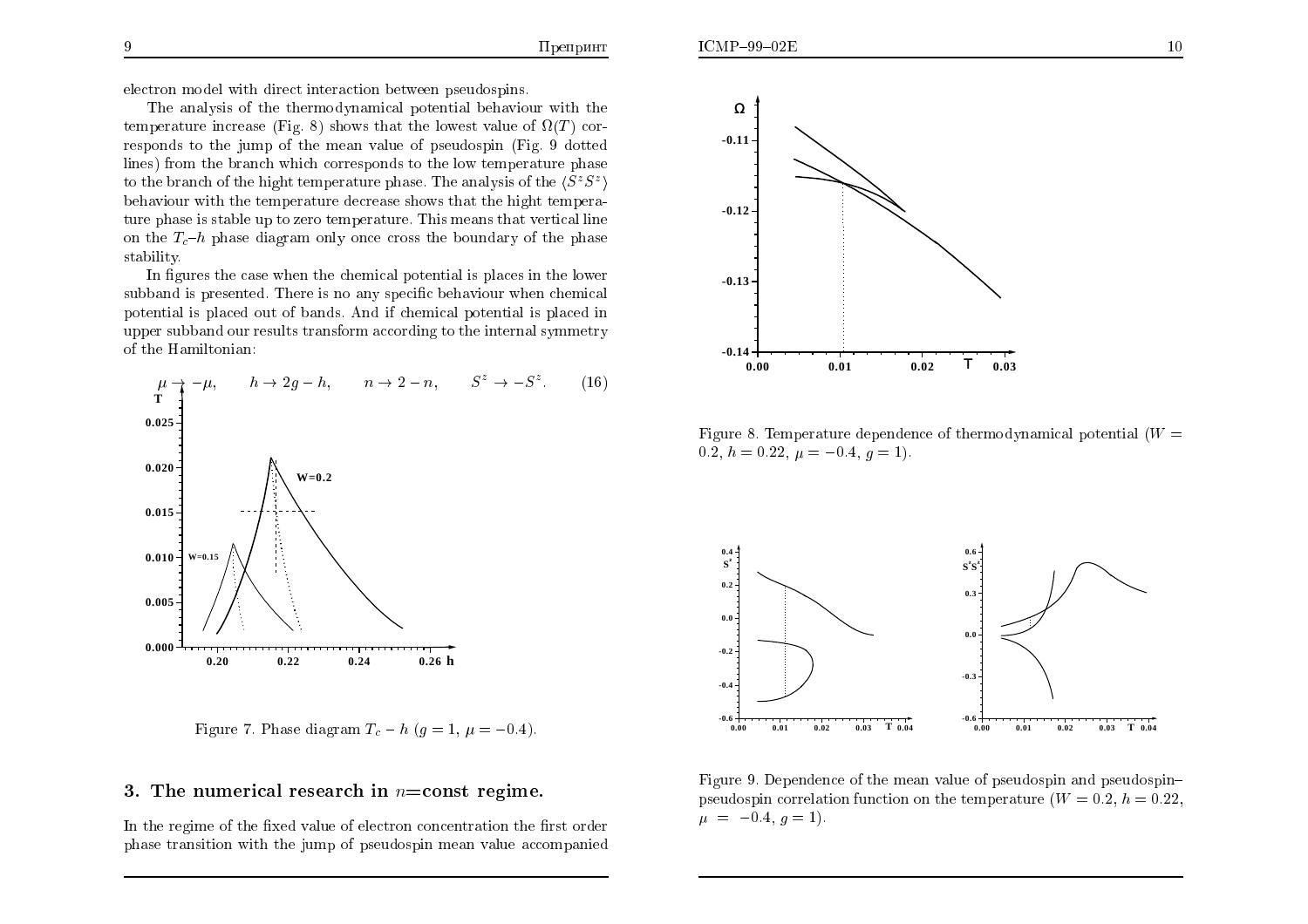electron model with direct interaction between pseudospins.

The analysis of the thermodynamical potential behaviour with the temperature increase (Fig. 8) shows that the lowest value of $\Omega(T)$ corresponds to the jump of the mean value of pseudospin (Fig. 9 dotted lines) from the branch which corresponds to the low temperature phase to the branch of the hight temperature phase. The analysis of the $\langle S^z S^z \rangle$ behaviour with the temperature decrease shows that the hight temperature phase is stable up to zero temperature. This means that vertical line on the $T_c$–$h$ phase diagram only once cross the boundary of the phase stability.

In figures the case when the chemical potential is places in the lower subband is presented. There is no any specific behaviour when chemical potential is placed out of bands. And if chemical potential is placed in upper subband our results transform according to the internal symmetry of the Hamiltonian:

$$\mu \to -\mu, \qquad h \to 2g - h, \qquad n \to 2 - n, \qquad S^z \to -S^z. \qquad (16)$$

Figure 7. Phase diagram $T_c$ – $h$ ($g = 1$, $\mu = -0.4$).

## 3. The numerical research in $n$=const regime.

In the regime of the fixed value of electron concentration the first order phase transition with the jump of pseudospin mean value accompanied

Figure 8. Temperature dependence of thermodynamical potential ($W = 0.2$, $h = 0.22$, $\mu = -0.4$, $g = 1$).

Figure 9. Dependence of the mean value of pseudospin and pseudospin–pseudospin correlation function on the temperature ($W = 0.2$, $h = 0.22$, $\mu = -0.4$, $g = 1$).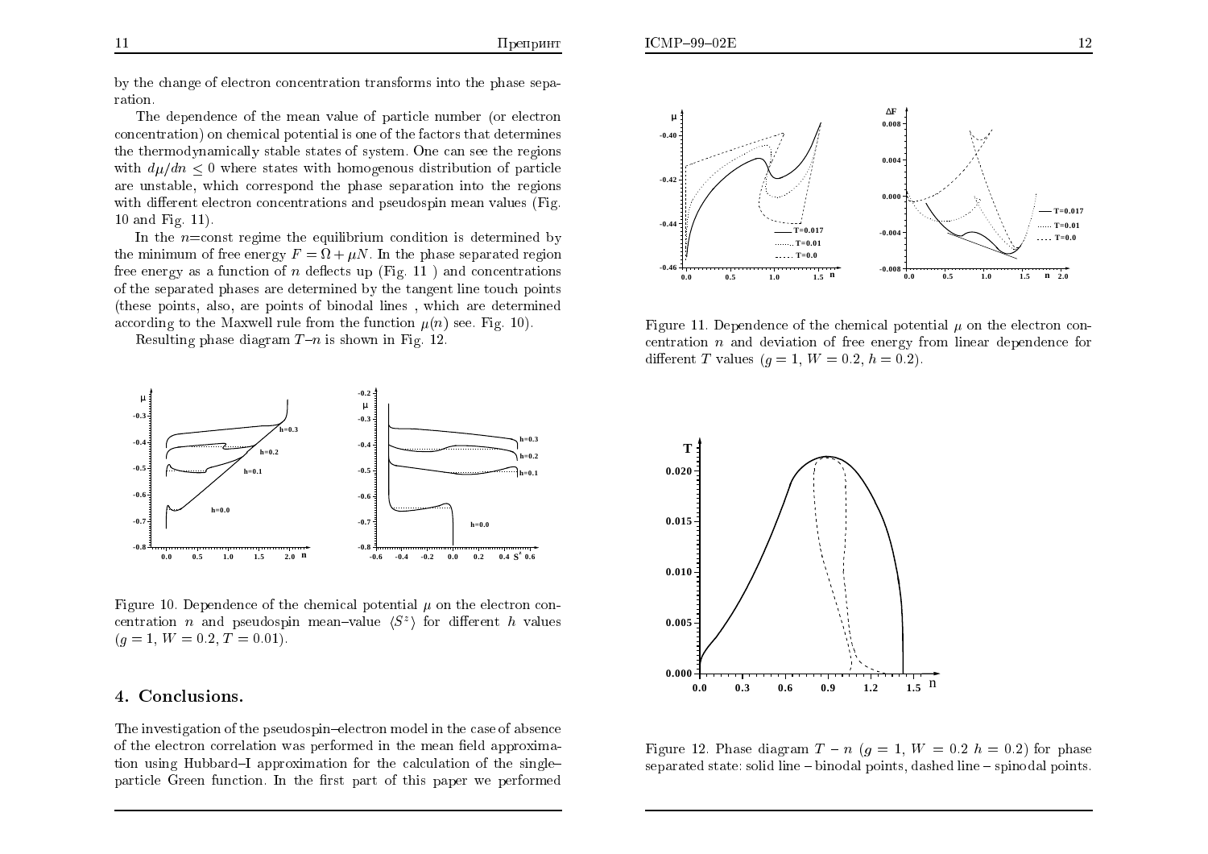by the change of electron concentration transforms into the phase separation.

The dependence of the mean value of particle number (or electron concentration) on chemical potential is one of the factors that determines the thermodynamically stable states of system. One can see the regions with $d\mu/dn \le 0$ where states with homogenous distribution of particle are unstable, which correspond the phase separation into the regions with different electron concentrations and pseudospin mean values (Fig. 10 and Fig. 11).

In the $n$=const regime the equilibrium condition is determined by the minimum of free energy $F = \Omega + \mu N$. In the phase separated region free energy as a function of $n$ deflects up (Fig. 11 ) and concentrations of the separated phases are determined by the tangent line touch points (these points, also, are points of binodal lines , which are determined according to the Maxwell rule from the function $\mu(n)$ see. Fig. 10).

Resulting phase diagram $T$–$n$ is shown in Fig. 12.

Figure 10. Dependence of the chemical potential $\mu$ on the electron concentration $n$ and pseudospin mean–value $\langle S^z \rangle$ for different $h$ values ($g = 1$, $W = 0.2$, $T = 0.01$).

## 4. Conclusions.

The investigation of the pseudospin–electron model in the case of absence of the electron correlation was performed in the mean field approximation using Hubbard–I approximation for the calculation of the single–particle Green function. In the first part of this paper we performed

Figure 11. Dependence of the chemical potential $\mu$ on the electron concentration $n$ and deviation of free energy from linear dependence for different $T$ values ($g = 1$, $W = 0.2$, $h = 0.2$).

Figure 12. Phase diagram $T - n$ ($g = 1$, $W = 0.2$ $h = 0.2$) for phase separated state: solid line – binodal points, dashed line – spinodal points.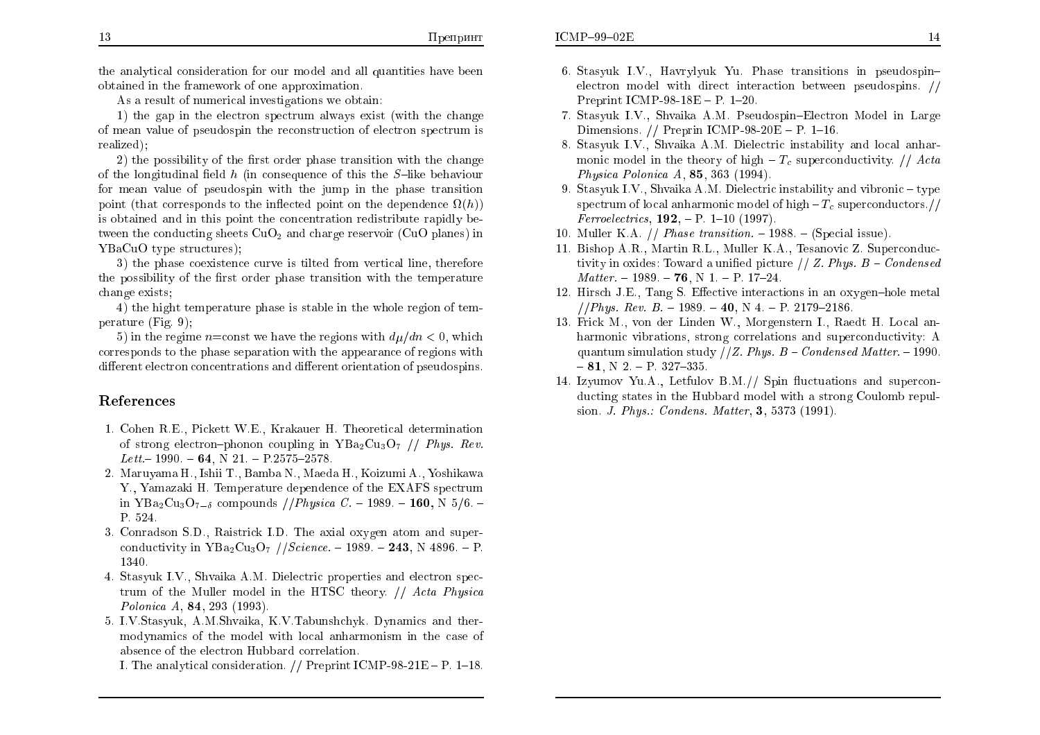the analytical consideration for our model and all quantities have been obtained in the framework of one approximation.

As a result of numerical investigations we obtain:

1) the gap in the electron spectrum always exist (with the change of mean value of pseudospin the reconstruction of electron spectrum is realized);

2) the possibility of the first order phase transition with the change of the longitudinal field $h$ (in consequence of this the $S$–like behaviour for mean value of pseudospin with the jump in the phase transition point (that corresponds to the inflected point on the dependence $\Omega(h)$) is obtained and in this point the concentration redistribute rapidly between the conducting sheets $CuO_2$ and charge reservoir (CuO planes) in YBaCuO type structures);

3) the phase coexistence curve is tilted from vertical line, therefore the possibility of the first order phase transition with the temperature change exists;

4) the hight temperature phase is stable in the whole region of temperature (Fig. 9);

5) in the regime $n$=const we have the regions with $d\mu/dn < 0$, which corresponds to the phase separation with the appearance of regions with different electron concentrations and different orientation of pseudospins.

## References

1. Cohen R.E., Pickett W.E., Krakauer H. Theoretical determination of strong electron–phonon coupling in $YBa_2Cu_3O_7$ // *Phys. Rev. Lett.*– 1990. – **64**, N 21. – P.2575–2578.
2. Maruyama H., Ishii T., Bamba N., Maeda H., Koizumi A., Yoshikawa Y., Yamazaki H. Temperature dependence of the EXAFS spectrum in $YBa_2Cu_3O_{7-\delta}$ compounds //*Physica C.* – 1989. – **160**, N 5/6. – P. 524.
3. Conradson S.D., Raistrick I.D. The axial oxygen atom and superconductivity in $YBa_2Cu_3O_7$ //*Science.* – 1989. – **243**, N 4896. – P. 1340.
4. Stasyuk I.V., Shvaika A.M. Dielectric properties and electron spectrum of the Muller model in the HTSC theory. // *Acta Physica Polonica A*, **84**, 293 (1993).
5. I.V.Stasyuk, A.M.Shvaika, K.V.Tabunshchyk. Dynamics and thermodynamics of the model with local anharmonism in the case of absence of the electron Hubbard correlation.
   I. The analytical consideration. // Preprint ICMP-98-21E – P. 1–18.
6. Stasyuk I.V., Havrylyuk Yu. Phase transitions in pseudospin–electron model with direct interaction between pseudospins. // Preprint ICMP-98-18E – P. 1–20.
7. Stasyuk I.V., Shvaika A.M. Pseudospin–Electron Model in Large Dimensions. // Preprin ICMP-98-20E – P. 1–16.
8. Stasyuk I.V., Shvaika A.M. Dielectric instability and local anharmonic model in the theory of high $-T_c$ superconductivity. // *Acta Physica Polonica A*, **85**, 363 (1994).
9. Stasyuk I.V., Shvaika A.M. Dielectric instability and vibronic – type spectrum of local anharmonic model of high $-T_c$ superconductors.// *Ferroelectrics*, **192**, – P. 1–10 (1997).
10. Muller K.A. // *Phase transition.* – 1988. – (Special issue).
11. Bishop A.R., Martin R.L., Muller K.A., Tesanovic Z. Superconductivity in oxides: Toward a unified picture // *Z. Phys. B – Condensed Matter.* – 1989. – **76**, N 1. – P. 17–24.
12. Hirsch J.E., Tang S. Effective interactions in an oxygen–hole metal //*Phys. Rev. B.* – 1989. – **40**, N 4. – P. 2179–2186.
13. Frick M., von der Linden W., Morgenstern I., Raedt H. Local anharmonic vibrations, strong correlations and superconductivity: A quantum simulation study //*Z. Phys. B – Condensed Matter.* – 1990. – **81**, N 2. – P. 327–335.
14. Izyumov Yu.A., Letfulov B.M.// Spin fluctuations and superconducting states in the Hubbard model with a strong Coulomb repulsion. *J. Phys.: Condens. Matter*, **3**, 5373 (1991).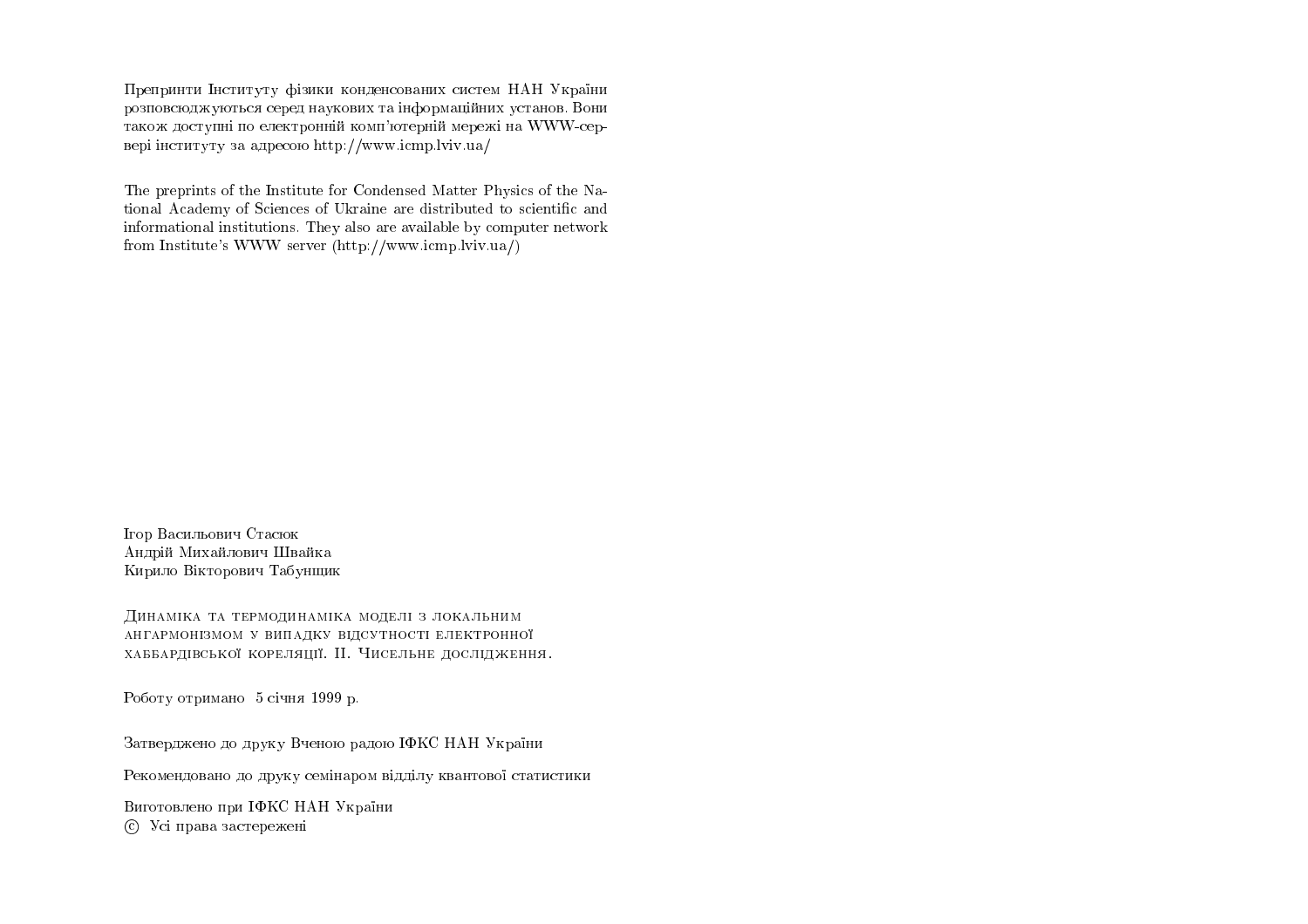Препринти Інституту фізики конденсованих систем НАН України розповсюджуються серед наукових та інформаційних установ. Вони також доступні по електронній комп'ютерній мережі на WWW-сервері інституту за адресою http://www.icmp.lviv.ua/

The preprints of the Institute for Condensed Matter Physics of the National Academy of Sciences of Ukraine are distributed to scientific and informational institutions. They also are available by computer network from Institute's WWW server (http://www.icmp.lviv.ua/)

Ігор Васильович Стасюк
Андрій Михайлович Швайка
Кирило Вікторович Табунщик

Динаміка та термодинаміка моделі з локальним ангармонізмом у випадку відсутності електронної хаббардівської кореляції. II. Чисельне дослідження.

Роботу отримано 5 січня 1999 р.

Затверджено до друку Вченою радою ІФКС НАН України

Рекомендовано до друку семінаром відділу квантової статистики

Виготовлено при ІФКС НАН України
© Усі права застережені